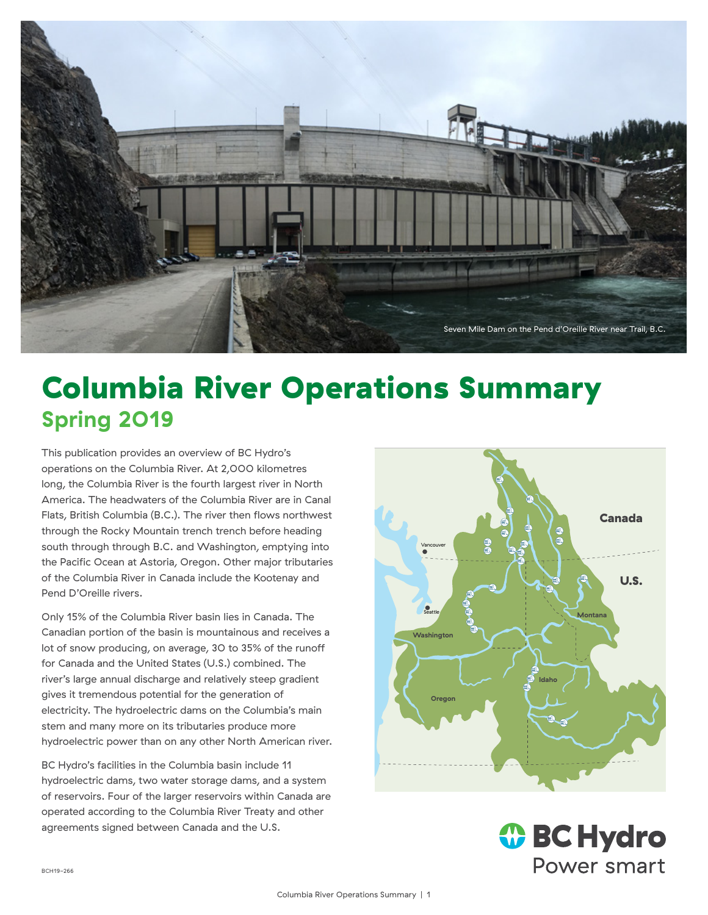Seven Mile Dam on the Pend d'Oreille River near Trail, B.C.

# Columbia River Operations Summary

## Spring 2019

This publication provides an overview of BC Hydro's operations on the Columbia River. At 2,000 kilometres long, the Columbia River is the fourth largest river in North America. The headwaters of the Columbia River are in Canal Flats, British Columbia (B.C.). The river then flows northwest through the Rocky Mountain trench trench before heading south through through B.C. and Washington, emptying into the Pacific Ocean at Astoria, Oregon. Other major tributaries of the Columbia River in Canada include the Kootenay and Pend D'Oreille rivers.

Only 15% of the Columbia River basin lies in Canada. The Canadian portion of the basin is mountainous and receives a lot of snow producing, on average, 30 to 35% of the runoff for Canada and the United States (U.S.) combined. The river's large annual discharge and relatively steep gradient gives it tremendous potential for the generation of electricity. The hydroelectric dams on the Columbia's main stem and many more on its tributaries produce more hydroelectric power than on any other North American river.

BC Hydro's facilities in the Columbia basin include 11 hydroelectric dams, two water storage dams, and a system of reservoirs. Four of the larger reservoirs within Canada are operated according to the Columbia River Treaty and other agreements signed between Canada and the U.S.

Canada

U.S.

Vancouver

Seattle

Washington

Oregon

Idaho

Montana

BC Hydro

Power smart

BCH19-266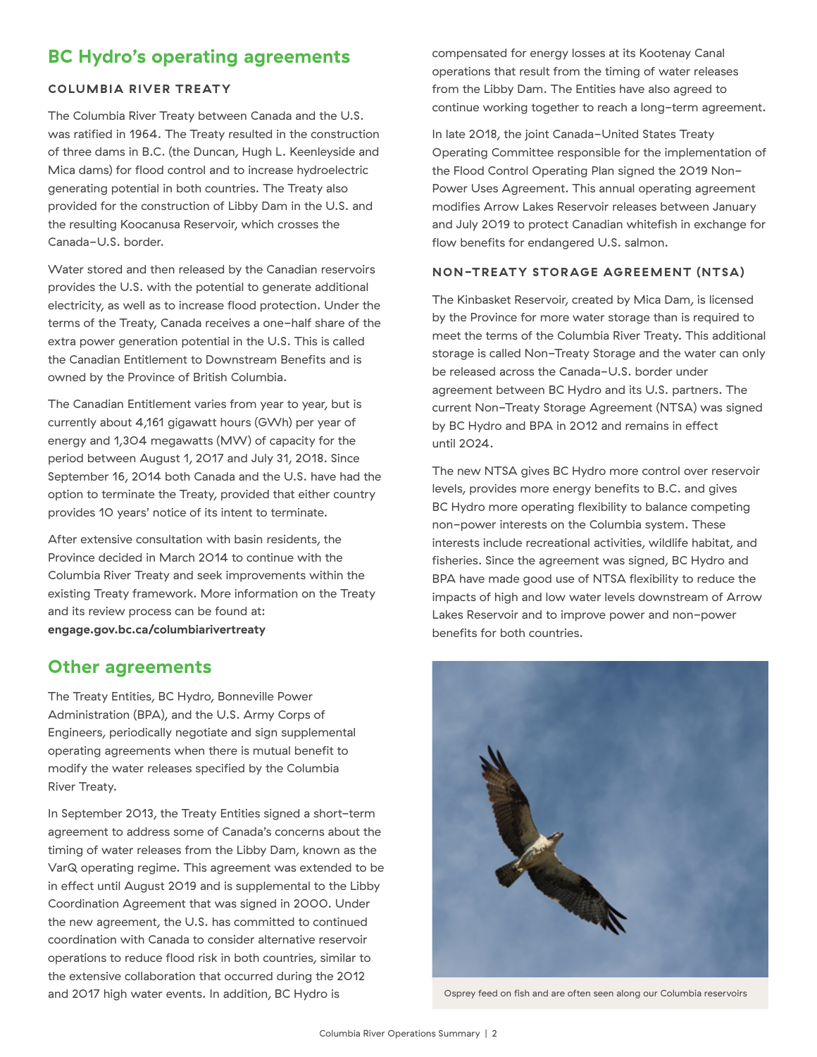## BC Hydro's operating agreements

### COLUMBIA RIVER TREATY

The Columbia River Treaty between Canada and the U.S. was ratified in 1964. The Treaty resulted in the construction of three dams in B.C. (the Duncan, Hugh L. Keenleyside and Mica dams) for flood control and to increase hydroelectric generating potential in both countries. The Treaty also provided for the construction of Libby Dam in the U.S. and the resulting Koocanusa Reservoir, which crosses the Canada–U.S. border.

Water stored and then released by the Canadian reservoirs provides the U.S. with the potential to generate additional electricity, as well as to increase flood protection. Under the terms of the Treaty, Canada receives a one-half share of the extra power generation potential in the U.S. This is called the Canadian Entitlement to Downstream Benefits and is owned by the Province of British Columbia.

The Canadian Entitlement varies from year to year, but is currently about 4,161 gigawatt hours (GWh) per year of energy and 1,304 megawatts (MW) of capacity for the period between August 1, 2017 and July 31, 2018. Since September 16, 2014 both Canada and the U.S. have had the option to terminate the Treaty, provided that either country provides 10 years' notice of its intent to terminate.

After extensive consultation with basin residents, the Province decided in March 2014 to continue with the Columbia River Treaty and seek improvements within the existing Treaty framework. More information on the Treaty and its review process can be found at: **engage.gov.bc.ca/columbiarivertreaty**

## Other agreements

The Treaty Entities, BC Hydro, Bonneville Power Administration (BPA), and the U.S. Army Corps of Engineers, periodically negotiate and sign supplemental operating agreements when there is mutual benefit to modify the water releases specified by the Columbia River Treaty.

In September 2013, the Treaty Entities signed a short-term agreement to address some of Canada's concerns about the timing of water releases from the Libby Dam, known as the VarQ operating regime. This agreement was extended to be in effect until August 2019 and is supplemental to the Libby Coordination Agreement that was signed in 2000. Under the new agreement, the U.S. has committed to continued coordination with Canada to consider alternative reservoir operations to reduce flood risk in both countries, similar to the extensive collaboration that occurred during the 2012 and 2017 high water events. In addition, BC Hydro is compensated for energy losses at its Kootenay Canal operations that result from the timing of water releases from the Libby Dam. The Entities have also agreed to continue working together to reach a long-term agreement.

In late 2018, the joint Canada-United States Treaty Operating Committee responsible for the implementation of the Flood Control Operating Plan signed the 2019 Non-Power Uses Agreement. This annual operating agreement modifies Arrow Lakes Reservoir releases between January and July 2019 to protect Canadian whitefish in exchange for flow benefits for endangered U.S. salmon.

### NON-TREATY STORAGE AGREEMENT (NTSA)

The Kinbasket Reservoir, created by Mica Dam, is licensed by the Province for more water storage than is required to meet the terms of the Columbia River Treaty. This additional storage is called Non-Treaty Storage and the water can only be released across the Canada-U.S. border under agreement between BC Hydro and its U.S. partners. The current Non-Treaty Storage Agreement (NTSA) was signed by BC Hydro and BPA in 2012 and remains in effect until 2024.

The new NTSA gives BC Hydro more control over reservoir levels, provides more energy benefits to B.C. and gives BC Hydro more operating flexibility to balance competing non-power interests on the Columbia system. These interests include recreational activities, wildlife habitat, and fisheries. Since the agreement was signed, BC Hydro and BPA have made good use of NTSA flexibility to reduce the impacts of high and low water levels downstream of Arrow Lakes Reservoir and to improve power and non-power benefits for both countries.

Osprey feed on fish and are often seen along our Columbia reservoirs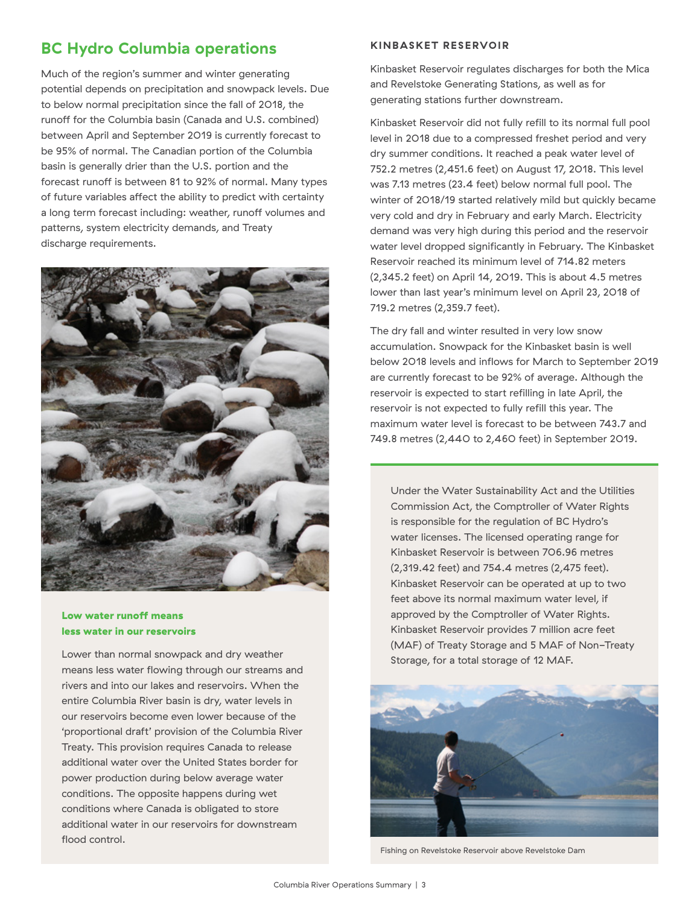## BC Hydro Columbia operations

Much of the region's summer and winter generating potential depends on precipitation and snowpack levels. Due to below normal precipitation since the fall of 2018, the runoff for the Columbia basin (Canada and U.S. combined) between April and September 2019 is currently forecast to be 95% of normal. The Canadian portion of the Columbia basin is generally drier than the U.S. portion and the forecast runoff is between 81 to 92% of normal. Many types of future variables affect the ability to predict with certainty a long term forecast including: weather, runoff volumes and patterns, system electricity demands, and Treaty discharge requirements.

**Low water runoff means less water in our reservoirs**

Lower than normal snowpack and dry weather means less water flowing through our streams and rivers and into our lakes and reservoirs. When the entire Columbia River basin is dry, water levels in our reservoirs become even lower because of the 'proportional draft' provision of the Columbia River Treaty. This provision requires Canada to release additional water over the United States border for power production during below average water conditions. The opposite happens during wet conditions where Canada is obligated to store additional water in our reservoirs for downstream flood control.

### KINBASKET RESERVOIR

Kinbasket Reservoir regulates discharges for both the Mica and Revelstoke Generating Stations, as well as for generating stations further downstream.

Kinbasket Reservoir did not fully refill to its normal full pool level in 2018 due to a compressed freshet period and very dry summer conditions. It reached a peak water level of 752.2 metres (2,451.6 feet) on August 17, 2018. This level was 7.13 metres (23.4 feet) below normal full pool. The winter of 2018/19 started relatively mild but quickly became very cold and dry in February and early March. Electricity demand was very high during this period and the reservoir water level dropped significantly in February. The Kinbasket Reservoir reached its minimum level of 714.82 meters (2,345.2 feet) on April 14, 2019. This is about 4.5 metres lower than last year's minimum level on April 23, 2018 of 719.2 metres (2,359.7 feet).

The dry fall and winter resulted in very low snow accumulation. Snowpack for the Kinbasket basin is well below 2018 levels and inflows for March to September 2019 are currently forecast to be 92% of average. Although the reservoir is expected to start refilling in late April, the reservoir is not expected to fully refill this year. The maximum water level is forecast to be between 743.7 and 749.8 metres (2,440 to 2,460 feet) in September 2019.

Under the Water Sustainability Act and the Utilities Commission Act, the Comptroller of Water Rights is responsible for the regulation of BC Hydro's water licenses. The licensed operating range for Kinbasket Reservoir is between 706.96 metres (2,319.42 feet) and 754.4 metres (2,475 feet). Kinbasket Reservoir can be operated at up to two feet above its normal maximum water level, if approved by the Comptroller of Water Rights. Kinbasket Reservoir provides 7 million acre feet (MAF) of Treaty Storage and 5 MAF of Non-Treaty Storage, for a total storage of 12 MAF.

Fishing on Revelstoke Reservoir above Revelstoke Dam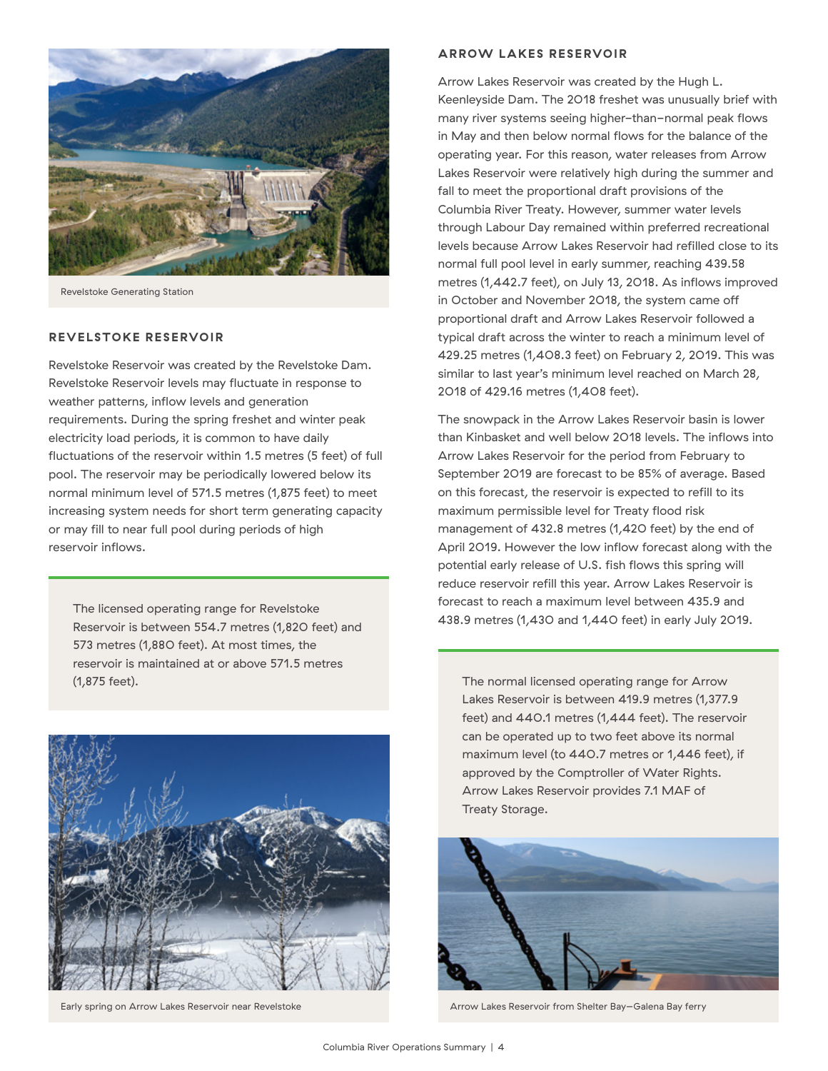Revelstoke Generating Station

## REVELSTOKE RESERVOIR

Revelstoke Reservoir was created by the Revelstoke Dam. Revelstoke Reservoir levels may fluctuate in response to weather patterns, inflow levels and generation requirements. During the spring freshet and winter peak electricity load periods, it is common to have daily fluctuations of the reservoir within 1.5 metres (5 feet) of full pool. The reservoir may be periodically lowered below its normal minimum level of 571.5 metres (1,875 feet) to meet increasing system needs for short term generating capacity or may fill to near full pool during periods of high reservoir inflows.

> The licensed operating range for Revelstoke Reservoir is between 554.7 metres (1,820 feet) and 573 metres (1,880 feet). At most times, the reservoir is maintained at or above 571.5 metres (1,875 feet).

Early spring on Arrow Lakes Reservoir near Revelstoke

## ARROW LAKES RESERVOIR

Arrow Lakes Reservoir was created by the Hugh L. Keenleyside Dam. The 2018 freshet was unusually brief with many river systems seeing higher–than–normal peak flows in May and then below normal flows for the balance of the operating year. For this reason, water releases from Arrow Lakes Reservoir were relatively high during the summer and fall to meet the proportional draft provisions of the Columbia River Treaty. However, summer water levels through Labour Day remained within preferred recreational levels because Arrow Lakes Reservoir had refilled close to its normal full pool level in early summer, reaching 439.58 metres (1,442.7 feet), on July 13, 2018. As inflows improved in October and November 2018, the system came off proportional draft and Arrow Lakes Reservoir followed a typical draft across the winter to reach a minimum level of 429.25 metres (1,408.3 feet) on February 2, 2019. This was similar to last year's minimum level reached on March 28, 2018 of 429.16 metres (1,408 feet).

The snowpack in the Arrow Lakes Reservoir basin is lower than Kinbasket and well below 2018 levels. The inflows into Arrow Lakes Reservoir for the period from February to September 2019 are forecast to be 85% of average. Based on this forecast, the reservoir is expected to refill to its maximum permissible level for Treaty flood risk management of 432.8 metres (1,420 feet) by the end of April 2019. However the low inflow forecast along with the potential early release of U.S. fish flows this spring will reduce reservoir refill this year. Arrow Lakes Reservoir is forecast to reach a maximum level between 435.9 and 438.9 metres (1,430 and 1,440 feet) in early July 2019.

> The normal licensed operating range for Arrow Lakes Reservoir is between 419.9 metres (1,377.9 feet) and 440.1 metres (1,444 feet). The reservoir can be operated up to two feet above its normal maximum level (to 440.7 metres or 1,446 feet), if approved by the Comptroller of Water Rights. Arrow Lakes Reservoir provides 7.1 MAF of Treaty Storage.

Arrow Lakes Reservoir from Shelter Bay–Galena Bay ferry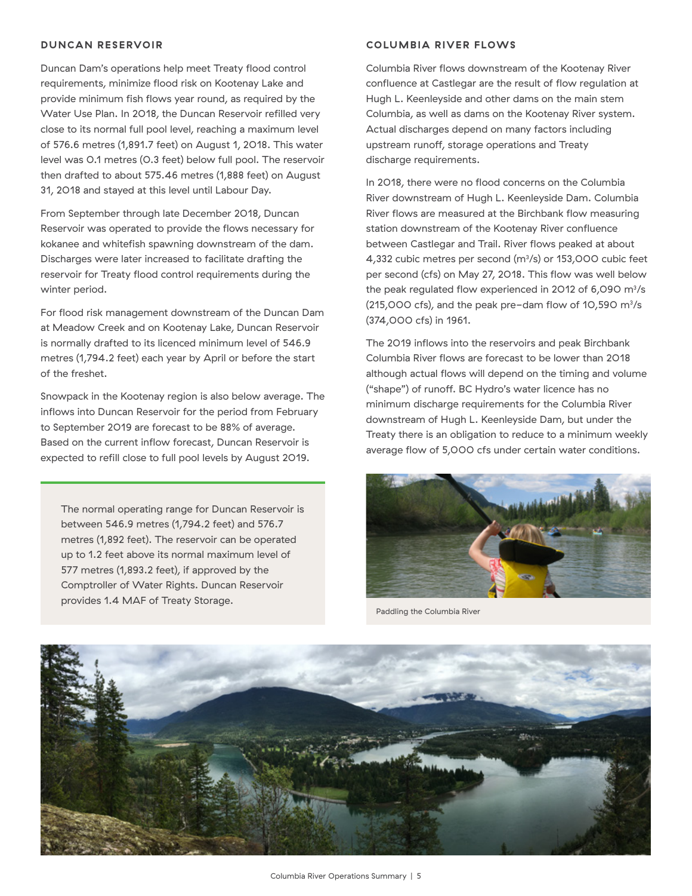## DUNCAN RESERVOIR

Duncan Dam's operations help meet Treaty flood control requirements, minimize flood risk on Kootenay Lake and provide minimum fish flows year round, as required by the Water Use Plan. In 2018, the Duncan Reservoir refilled very close to its normal full pool level, reaching a maximum level of 576.6 metres (1,891.7 feet) on August 1, 2018. This water level was 0.1 metres (0.3 feet) below full pool. The reservoir then drafted to about 575.46 metres (1,888 feet) on August 31, 2018 and stayed at this level until Labour Day.

From September through late December 2018, Duncan Reservoir was operated to provide the flows necessary for kokanee and whitefish spawning downstream of the dam. Discharges were later increased to facilitate drafting the reservoir for Treaty flood control requirements during the winter period.

For flood risk management downstream of the Duncan Dam at Meadow Creek and on Kootenay Lake, Duncan Reservoir is normally drafted to its licenced minimum level of 546.9 metres (1,794.2 feet) each year by April or before the start of the freshet.

Snowpack in the Kootenay region is also below average. The inflows into Duncan Reservoir for the period from February to September 2019 are forecast to be 88% of average. Based on the current inflow forecast, Duncan Reservoir is expected to refill close to full pool levels by August 2019.

The normal operating range for Duncan Reservoir is between 546.9 metres (1,794.2 feet) and 576.7 metres (1,892 feet). The reservoir can be operated up to 1.2 feet above its normal maximum level of 577 metres (1,893.2 feet), if approved by the Comptroller of Water Rights. Duncan Reservoir provides 1.4 MAF of Treaty Storage.

## COLUMBIA RIVER FLOWS

Columbia River flows downstream of the Kootenay River confluence at Castlegar are the result of flow regulation at Hugh L. Keenleyside and other dams on the main stem Columbia, as well as dams on the Kootenay River system. Actual discharges depend on many factors including upstream runoff, storage operations and Treaty discharge requirements.

In 2018, there were no flood concerns on the Columbia River downstream of Hugh L. Keenleyside Dam. Columbia River flows are measured at the Birchbank flow measuring station downstream of the Kootenay River confluence between Castlegar and Trail. River flows peaked at about 4,332 cubic metres per second ($m^3/s$) or 153,000 cubic feet per second (cfs) on May 27, 2018. This flow was well below the peak regulated flow experienced in 2012 of 6,090 $m^3/s$ (215,000 cfs), and the peak pre-dam flow of 10,590 $m^3/s$ (374,000 cfs) in 1961.

The 2019 inflows into the reservoirs and peak Birchbank Columbia River flows are forecast to be lower than 2018 although actual flows will depend on the timing and volume ("shape") of runoff. BC Hydro's water licence has no minimum discharge requirements for the Columbia River downstream of Hugh L. Keenleyside Dam, but under the Treaty there is an obligation to reduce to a minimum weekly average flow of 5,000 cfs under certain water conditions.

Paddling the Columbia River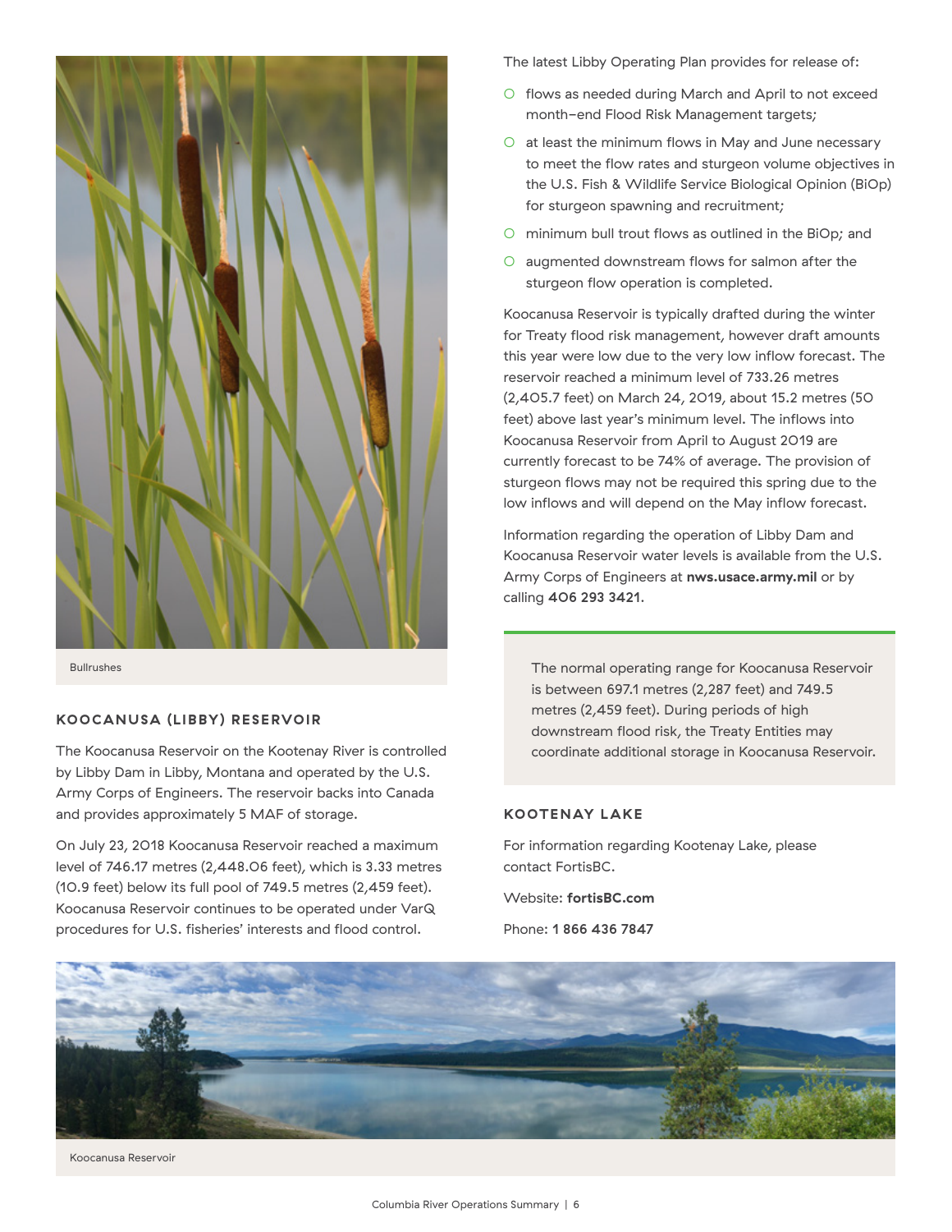Bullrushes

## KOOCANUSA (LIBBY) RESERVOIR

The Koocanusa Reservoir on the Kootenay River is controlled by Libby Dam in Libby, Montana and operated by the U.S. Army Corps of Engineers. The reservoir backs into Canada and provides approximately 5 MAF of storage.

On July 23, 2018 Koocanusa Reservoir reached a maximum level of 746.17 metres (2,448.06 feet), which is 3.33 metres (10.9 feet) below its full pool of 749.5 metres (2,459 feet). Koocanusa Reservoir continues to be operated under VarQ procedures for U.S. fisheries' interests and flood control.

The latest Libby Operating Plan provides for release of:

- flows as needed during March and April to not exceed month-end Flood Risk Management targets;
- at least the minimum flows in May and June necessary to meet the flow rates and sturgeon volume objectives in the U.S. Fish & Wildlife Service Biological Opinion (BiOp) for sturgeon spawning and recruitment;
- minimum bull trout flows as outlined in the BiOp; and
- augmented downstream flows for salmon after the sturgeon flow operation is completed.

Koocanusa Reservoir is typically drafted during the winter for Treaty flood risk management, however draft amounts this year were low due to the very low inflow forecast. The reservoir reached a minimum level of 733.26 metres (2,405.7 feet) on March 24, 2019, about 15.2 metres (50 feet) above last year's minimum level. The inflows into Koocanusa Reservoir from April to August 2019 are currently forecast to be 74% of average. The provision of sturgeon flows may not be required this spring due to the low inflows and will depend on the May inflow forecast.

Information regarding the operation of Libby Dam and Koocanusa Reservoir water levels is available from the U.S. Army Corps of Engineers at **nws.usace.army.mil** or by calling **406 293 3421**.

The normal operating range for Koocanusa Reservoir is between 697.1 metres (2,287 feet) and 749.5 metres (2,459 feet). During periods of high downstream flood risk, the Treaty Entities may coordinate additional storage in Koocanusa Reservoir.

## KOOTENAY LAKE

For information regarding Kootenay Lake, please contact FortisBC.

Website: **fortisBC.com**

Phone: **1 866 436 7847**

Koocanusa Reservoir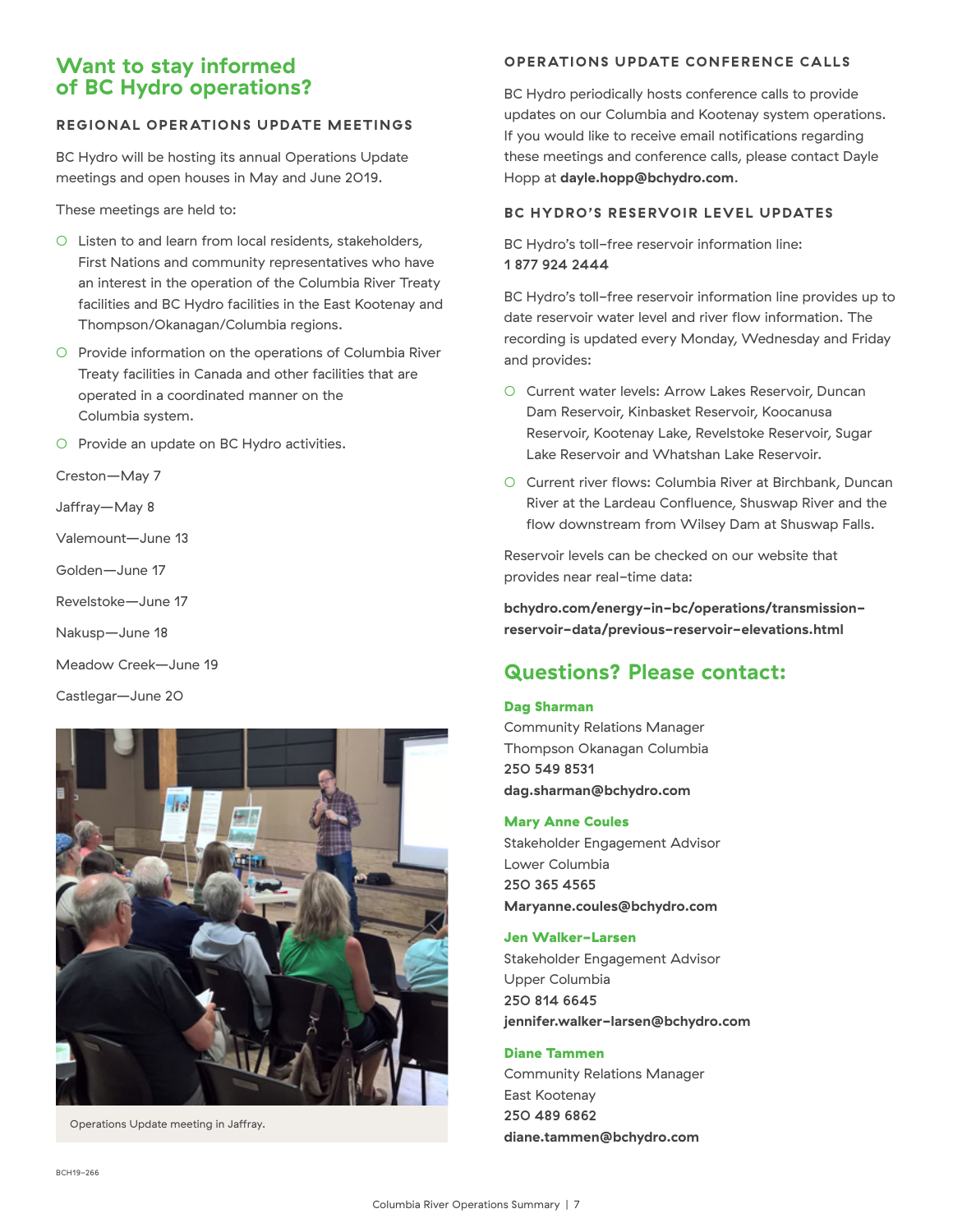## Want to stay informed of BC Hydro operations?

### REGIONAL OPERATIONS UPDATE MEETINGS

BC Hydro will be hosting its annual Operations Update meetings and open houses in May and June 2019.

These meetings are held to:

- Listen to and learn from local residents, stakeholders, First Nations and community representatives who have an interest in the operation of the Columbia River Treaty facilities and BC Hydro facilities in the East Kootenay and Thompson/Okanagan/Columbia regions.
- Provide information on the operations of Columbia River Treaty facilities in Canada and other facilities that are operated in a coordinated manner on the Columbia system.
- Provide an update on BC Hydro activities.

Creston—May 7

Jaffray—May 8

Valemount—June 13

Golden—June 17

Revelstoke—June 17

Nakusp—June 18

Meadow Creek—June 19

Castlegar—June 20

Operations Update meeting in Jaffray.

### OPERATIONS UPDATE CONFERENCE CALLS

BC Hydro periodically hosts conference calls to provide updates on our Columbia and Kootenay system operations. If you would like to receive email notifications regarding these meetings and conference calls, please contact Dayle Hopp at **dayle.hopp@bchydro.com**.

### BC HYDRO'S RESERVOIR LEVEL UPDATES

BC Hydro's toll-free reservoir information line:
**1 877 924 2444**

BC Hydro's toll-free reservoir information line provides up to date reservoir water level and river flow information. The recording is updated every Monday, Wednesday and Friday and provides:

- Current water levels: Arrow Lakes Reservoir, Duncan Dam Reservoir, Kinbasket Reservoir, Koocanusa Reservoir, Kootenay Lake, Revelstoke Reservoir, Sugar Lake Reservoir and Whatshan Lake Reservoir.
- Current river flows: Columbia River at Birchbank, Duncan River at the Lardeau Confluence, Shuswap River and the flow downstream from Wilsey Dam at Shuswap Falls.

Reservoir levels can be checked on our website that provides near real-time data:

**bchydro.com/energy-in-bc/operations/transmission-reservoir-data/previous-reservoir-elevations.html**

## Questions? Please contact:

**Dag Sharman**
Community Relations Manager
Thompson Okanagan Columbia
**250 549 8531**
**dag.sharman@bchydro.com**

**Mary Anne Coules**
Stakeholder Engagement Advisor
Lower Columbia
**250 365 4565**
**Maryanne.coules@bchydro.com**

**Jen Walker-Larsen**
Stakeholder Engagement Advisor
Upper Columbia
**250 814 6645**
**jennifer.walker-larsen@bchydro.com**

**Diane Tammen**
Community Relations Manager
East Kootenay
**250 489 6862**
**diane.tammen@bchydro.com**

BCH19-266